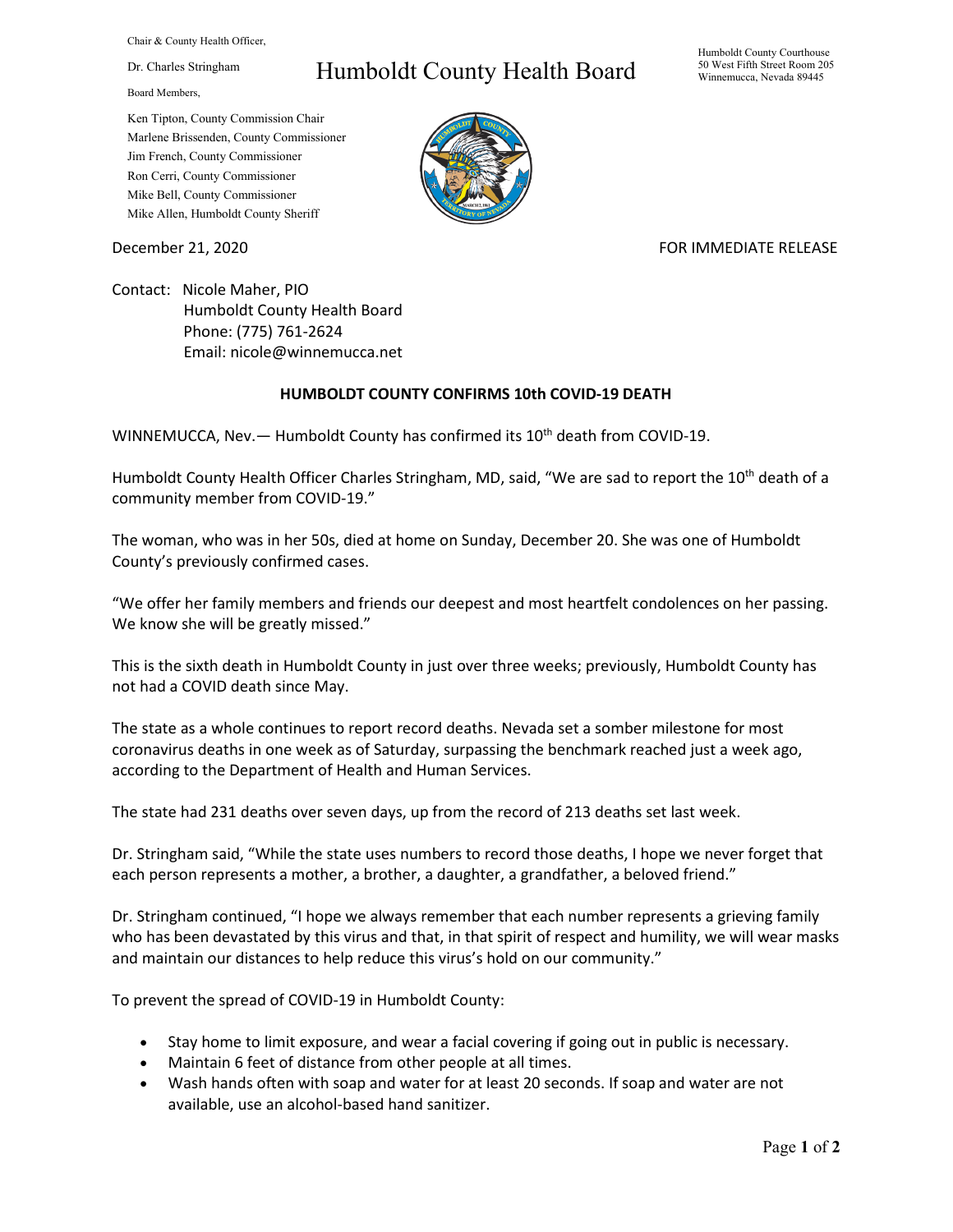Chair & County Health Officer,

Dr. Charles Stringham

Board Members,

Ken Tipton, County Commission Chair
Marlene Brissenden, County Commissioner
Jim French, County Commissioner
Ron Cerri, County Commissioner
Mike Bell, County Commissioner
Mike Allen, Humboldt County Sheriff

# Humboldt County Health Board

Humboldt County Courthouse
50 West Fifth Street Room 205
Winnemucca, Nevada 89445

December 21, 2020

FOR IMMEDIATE RELEASE

Contact: Nicole Maher, PIO
Humboldt County Health Board
Phone: (775) 761-2624
Email: nicole@winnemucca.net

## HUMBOLDT COUNTY CONFIRMS 10th COVID-19 DEATH

WINNEMUCCA, Nev.— Humboldt County has confirmed its 10th death from COVID-19.

Humboldt County Health Officer Charles Stringham, MD, said, "We are sad to report the 10th death of a community member from COVID-19."

The woman, who was in her 50s, died at home on Sunday, December 20. She was one of Humboldt County's previously confirmed cases.

"We offer her family members and friends our deepest and most heartfelt condolences on her passing. We know she will be greatly missed."

This is the sixth death in Humboldt County in just over three weeks; previously, Humboldt County has not had a COVID death since May.

The state as a whole continues to report record deaths. Nevada set a somber milestone for most coronavirus deaths in one week as of Saturday, surpassing the benchmark reached just a week ago, according to the Department of Health and Human Services.

The state had 231 deaths over seven days, up from the record of 213 deaths set last week.

Dr. Stringham said, "While the state uses numbers to record those deaths, I hope we never forget that each person represents a mother, a brother, a daughter, a grandfather, a beloved friend."

Dr. Stringham continued, "I hope we always remember that each number represents a grieving family who has been devastated by this virus and that, in that spirit of respect and humility, we will wear masks and maintain our distances to help reduce this virus's hold on our community."

To prevent the spread of COVID-19 in Humboldt County:

- Stay home to limit exposure, and wear a facial covering if going out in public is necessary.
- Maintain 6 feet of distance from other people at all times.
- Wash hands often with soap and water for at least 20 seconds. If soap and water are not available, use an alcohol-based hand sanitizer.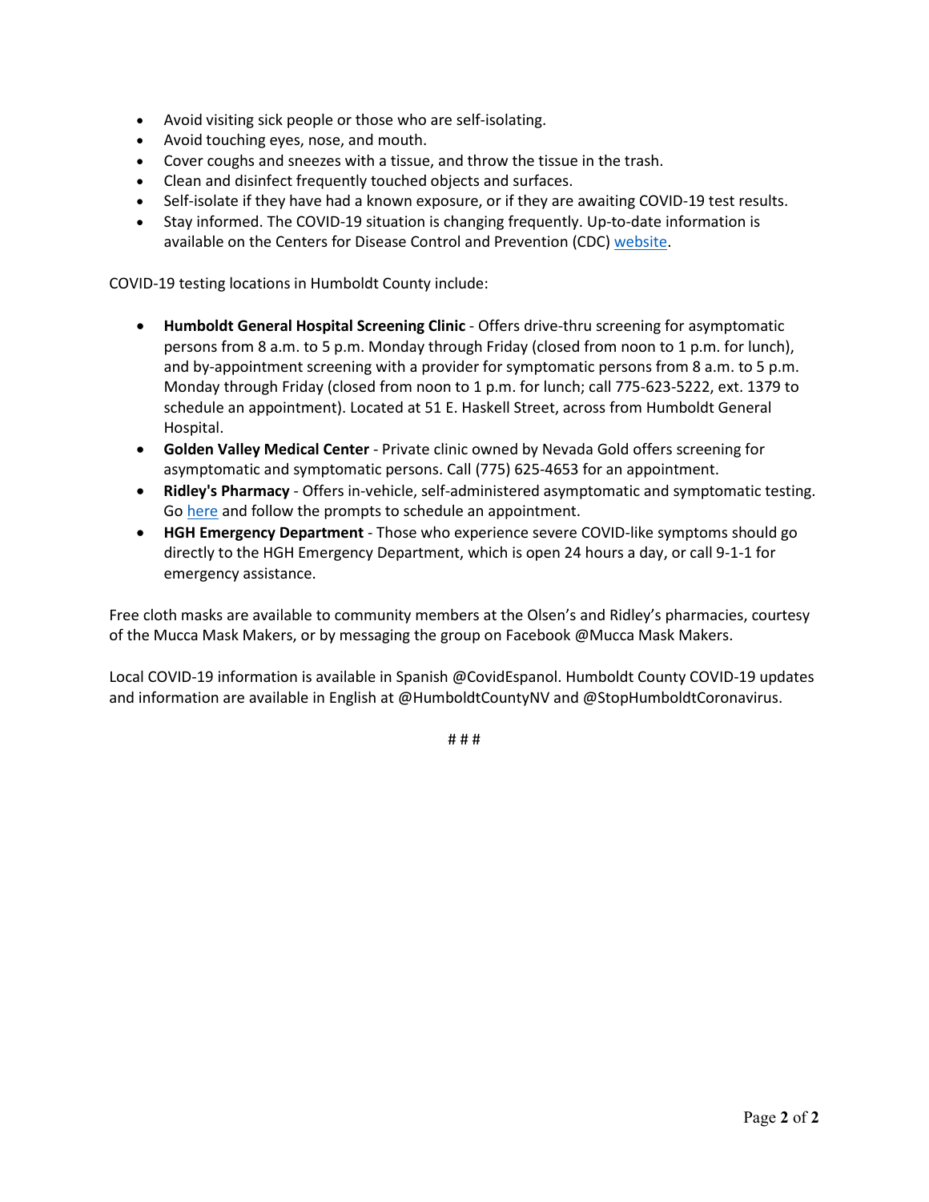- Avoid visiting sick people or those who are self-isolating.
- Avoid touching eyes, nose, and mouth.
- Cover coughs and sneezes with a tissue, and throw the tissue in the trash.
- Clean and disinfect frequently touched objects and surfaces.
- Self-isolate if they have had a known exposure, or if they are awaiting COVID-19 test results.
- Stay informed. The COVID-19 situation is changing frequently. Up-to-date information is available on the Centers for Disease Control and Prevention (CDC) website.

COVID-19 testing locations in Humboldt County include:

- **Humboldt General Hospital Screening Clinic** - Offers drive-thru screening for asymptomatic persons from 8 a.m. to 5 p.m. Monday through Friday (closed from noon to 1 p.m. for lunch), and by-appointment screening with a provider for symptomatic persons from 8 a.m. to 5 p.m. Monday through Friday (closed from noon to 1 p.m. for lunch; call 775-623-5222, ext. 1379 to schedule an appointment). Located at 51 E. Haskell Street, across from Humboldt General Hospital.
- **Golden Valley Medical Center** - Private clinic owned by Nevada Gold offers screening for asymptomatic and symptomatic persons. Call (775) 625-4653 for an appointment.
- **Ridley's Pharmacy** - Offers in-vehicle, self-administered asymptomatic and symptomatic testing. Go here and follow the prompts to schedule an appointment.
- **HGH Emergency Department** - Those who experience severe COVID-like symptoms should go directly to the HGH Emergency Department, which is open 24 hours a day, or call 9-1-1 for emergency assistance.

Free cloth masks are available to community members at the Olsen's and Ridley's pharmacies, courtesy of the Mucca Mask Makers, or by messaging the group on Facebook @Mucca Mask Makers.

Local COVID-19 information is available in Spanish @CovidEspanol. Humboldt County COVID-19 updates and information are available in English at @HumboldtCountyNV and @StopHumboldtCoronavirus.

# # #